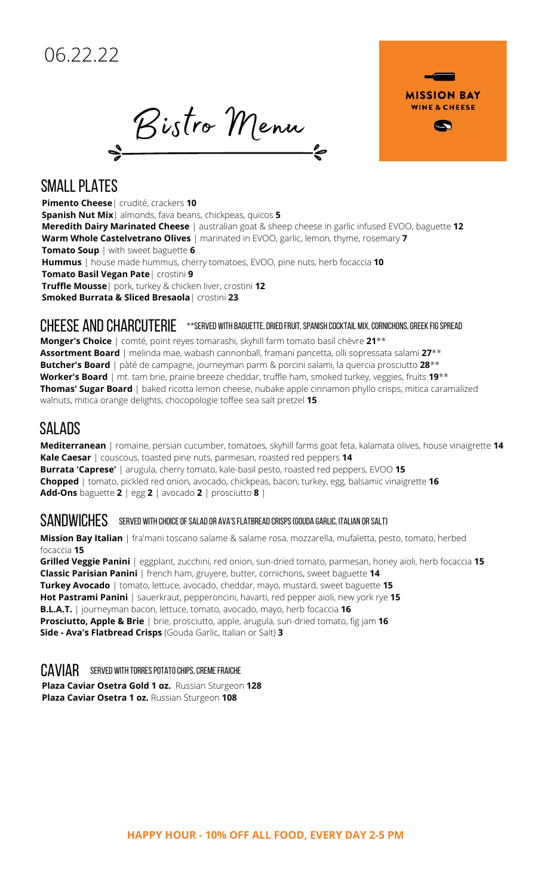06.22.22

# Bistro Menu

MISSION BAY
WINE & CHEESE

## SMALL PLATES

**Pimento Cheese**| crudité, crackers **10**
**Spanish Nut Mix**| almonds, fava beans, chickpeas, quicos **5**
**Meredith Dairy Marinated Cheese** | australian goat & sheep cheese in garlic infused EVOO, baguette **12**
**Warm Whole Castelvetrano Olives** | marinated in EVOO, garlic, lemon, thyme, rosemary **7**
**Tomato Soup** | with sweet baguette **6**
**Hummus** | house made hummus, cherry tomatoes, EVOO, pine nuts, herb focaccia **10**
**Tomato Basil Vegan Pate**| crostini **9**
**Truffle Mousse**| pork, turkey & chicken liver, crostini **12**
**Smoked Burrata & Sliced Bresaola**| crostini **23**

## CHEESE AND CHARCUTERIE

**SERVED WITH BAGUETTE, DRIED FRUIT, SPANISH COCKTAIL MIX, CORNICHONS, GREEK FIG SPREAD

**Monger's Choice** | comté, point reyes tomarashi, skyhill farm tomato basil chèvre **21****
**Assortment Board** | melinda mae, wabash cannonball, framani pancetta, olli sopressata salami **27****
**Butcher's Board** | pàté de campagne, journeyman parm & porcini salami, la quercia prosciutto **28****
**Worker's Board** | mt. tam brie, prairie breeze cheddar, truffle ham, smoked turkey, veggies, fruits **19****
**Thomas' Sugar Board** | baked ricotta lemon cheese, nubake apple cinnamon phyllo crisps, mitica caramalized walnuts, mitica orange delights, chocopologie toffee sea salt pretzel **15**

## SALADS

**Mediterranean** | romaine, persian cucumber, tomatoes, skyhill farms goat feta, kalamata olives, house vinaigrette **14**
**Kale Caesar** | couscous, toasted pine nuts, parmesan, roasted red peppers **14**
**Burrata 'Caprese'** | arugula, cherry tomato, kale-basil pesto, roasted red peppers, EVOO **15**
**Chopped** | tomato, pickled red onion, avocado, chickpeas, bacon, turkey, egg, balsamic vinaigrette **16**
**Add-Ons** baguette **2** | egg **2** | avocado **2** | prosciutto **8** |

## SANDWICHES

SERVED WITH CHOICE OF SALAD OR AVA'S FLATBREAD CRISPS (GOUDA GARLIC, ITALIAN OR SALT)

**Mission Bay Italian** | fra'mani toscano salame & salame rosa, mozzarella, mufaletta, pesto, tomato, herbed focaccia **15**
**Grilled Veggie Panini** | eggplant, zucchini, red onion, sun-dried tomato, parmesan, honey aioli, herb focaccia **15**
**Classic Parisian Panini** | french ham, gruyere, butter, cornichons, sweet baguette **14**
**Turkey Avocado** | tomato, lettuce, avocado, cheddar, mayo, mustard, sweet baguette **15**
**Hot Pastrami Panini** | sauerkraut, pepperoncini, havarti, red pepper aioli, new york rye **15**
**B.L.A.T.** | journeyman bacon, lettuce, tomato, avocado, mayo, herb focaccia **16**
**Prosciutto, Apple & Brie** | brie, prosciutto, apple, arugula, sun-dried tomato, fig jam **16**
**Side - Ava's Flatbread Crisps** (Gouda Garlic, Italian or Salt) **3**

## CAVIAR

SERVED WITH TORRES POTATO CHIPS, CREME FRAICHE

**Plaza Caviar Osetra Gold 1 oz.** Russian Sturgeon **128**
**Plaza Caviar Osetra 1 oz.** Russian Sturgeon **108**

**HAPPY HOUR - 10% OFF ALL FOOD, EVERY DAY 2-5 PM**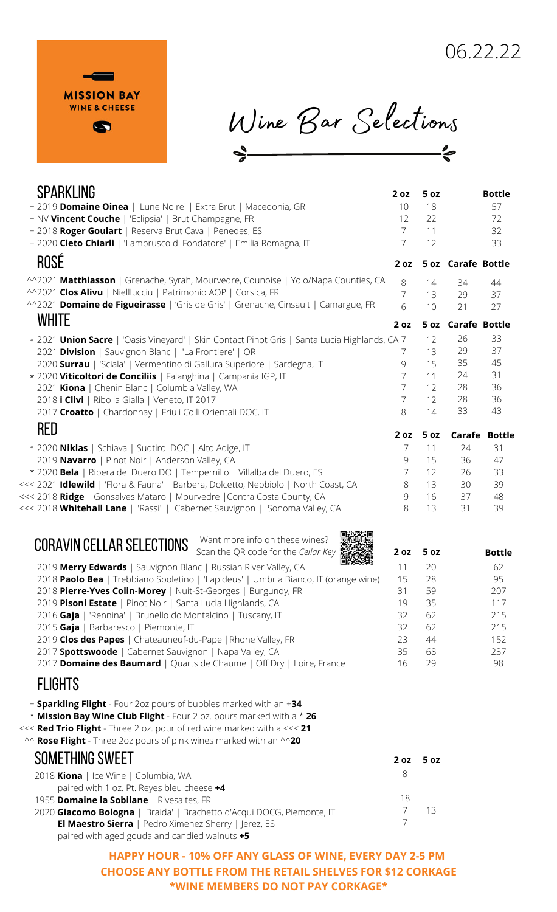06.22.22

MISSION BAY WINE & CHEESE

# Wine Bar Selections

## SPARKLING

| | 2 oz | 5 oz | Bottle |
|---|---|---|---|
| + 2019 **Domaine Oinea** \| 'Lune Noire' \| Extra Brut \| Macedonia, GR | 10 | 18 | 57 |
| + NV **Vincent Couche** \| 'Eclipsia' \| Brut Champagne, FR | 12 | 22 | 72 |
| + 2018 **Roger Goulart** \| Reserva Brut Cava \| Penedes, ES | 7 | 11 | 32 |
| + 2020 **Cleto Chiarli** \| 'Lambrusco di Fondatore' \| Emilia Romagna, IT | 7 | 12 | 33 |

## ROSÉ

| | 2 oz | 5 oz | Carafe | Bottle |
|---|---|---|---|---|
| ^^2021 **Matthiasson** \| Grenache, Syrah, Mourvedre, Counoise \| Yolo/Napa Counties, CA | 8 | 14 | 34 | 44 |
| ^^2021 **Clos Alivu** \| Nielllucciu \| Patrimonio AOP \| Corsica, FR | 7 | 13 | 29 | 37 |
| ^^2021 **Domaine de Figueirasse** \| 'Gris de Gris' \| Grenache, Cinsault \| Camargue, FR | 6 | 10 | 21 | 27 |

## WHITE

| | 2 oz | 5 oz | Carafe | Bottle |
|---|---|---|---|---|
| * 2021 **Union Sacre** \| 'Oasis Vineyard' \| Skin Contact Pinot Gris \| Santa Lucia Highlands, CA | 7 | 12 | 26 | 33 |
| 2021 **Division** \| Sauvignon Blanc \| 'La Frontiere' \| OR | 7 | 13 | 29 | 37 |
| 2020 **Surrau** \| 'Sciala' \| Vermentino di Gallura Superiore \| Sardegna, IT | 9 | 15 | 35 | 45 |
| * 2020 **Viticoltori de Conciliis** \| Falanghina \| Campania IGP, IT | 7 | 11 | 24 | 31 |
| 2021 **Kiona** \| Chenin Blanc \| Columbia Valley, WA | 7 | 12 | 28 | 36 |
| 2018 **i Clivi** \| Ribolla Gialla \| Veneto, IT 2017 | 7 | 12 | 28 | 36 |
| 2017 **Croatto** \| Chardonnay \| Friuli Colli Orientali DOC, IT | 8 | 14 | 33 | 43 |

## RED

| | 2 oz | 5 oz | Carafe | Bottle |
|---|---|---|---|---|
| * 2020 **Niklas** \| Schiava \| Sudtirol DOC \| Alto Adige, IT | 7 | 11 | 24 | 31 |
| 2019 **Navarro** \| Pinot Noir \| Anderson Valley, CA | 9 | 15 | 36 | 47 |
| * 2020 **Bela** \| Ribera del Duero DO \| Tempernillo \| Villalba del Duero, ES | 7 | 12 | 26 | 33 |
| <<< 2021 **Idlewild** \| 'Flora & Fauna' \| Barbera, Dolcetto, Nebbiolo \| North Coast, CA | 8 | 13 | 30 | 39 |
| <<< 2018 **Ridge** \| Gonsalves Mataro \| Mourvedre \|Contra Costa County, CA | 9 | 16 | 37 | 48 |
| <<< 2018 **Whitehall Lane** \| "Rassi" \| Cabernet Sauvignon \| Sonoma Valley, CA | 8 | 13 | 31 | 39 |

## CORAVIN CELLAR SELECTIONS

Want more info on these wines? Scan the QR code for the *Cellar Key*

| | 2 oz | 5 oz | Bottle |
|---|---|---|---|
| 2019 **Merry Edwards** \| Sauvignon Blanc \| Russian River Valley, CA | 11 | 20 | 62 |
| 2018 **Paolo Bea** \| Trebbiano Spoletino \| 'Lapideus' \| Umbria Bianco, IT (orange wine) | 15 | 28 | 95 |
| 2018 **Pierre-Yves Colin-Morey** \| Nuit-St-Georges \| Burgundy, FR | 31 | 59 | 207 |
| 2019 **Pisoni Estate** \| Pinot Noir \| Santa Lucia Highlands, CA | 19 | 35 | 117 |
| 2016 **Gaja** \| 'Rennina' \| Brunello do Montalcino \| Tuscany, IT | 32 | 62 | 215 |
| 2015 **Gaja** \| Barbaresco \| Piemonte, IT | 32 | 62 | 215 |
| 2019 **Clos des Papes** \| Chateauneuf-du-Pape \|Rhone Valley, FR | 23 | 44 | 152 |
| 2017 **Spottswoode** \| Cabernet Sauvignon \| Napa Valley, CA | 35 | 68 | 237 |
| 2017 **Domaine des Baumard** \| Quarts de Chaume \| Off Dry \| Loire, France | 16 | 29 | 98 |

## FLIGHTS

+ **Sparkling Flight** - Four 2oz pours of bubbles marked with an + **34**

* **Mission Bay Wine Club Flight** - Four 2 oz. pours marked with a * **26**

<<< **Red Trio Flight** - Three 2 oz. pour of red wine marked with a <<< **21**

^^ **Rose Flight** - Three 2oz pours of pink wines marked with an ^^ **20**

## SOMETHING SWEET

| | 2 oz | 5 oz |
|---|---|---|
| 2018 **Kiona** \| Ice Wine \| Columbia, WA | 8 | |
| paired with 1 oz. Pt. Reyes bleu cheese **+4** | | |
| 1955 **Domaine la Sobilane** \| Rivesaltes, FR | 18 | |
| 2020 **Giacomo Bologna** \| 'Braida' \| Brachetto d'Acqui DOCG, Piemonte, IT | 7 | 13 |
| **El Maestro Sierra** \| Pedro Ximenez Sherry \| Jerez, ES | 7 | |
| paired with aged gouda and candied walnuts **+5** | | |

**HAPPY HOUR - 10% OFF ANY GLASS OF WINE, EVERY DAY 2-5 PM**

**CHOOSE ANY BOTTLE FROM THE RETAIL SHELVES FOR $12 CORKAGE**

**\*WINE MEMBERS DO NOT PAY CORKAGE\***